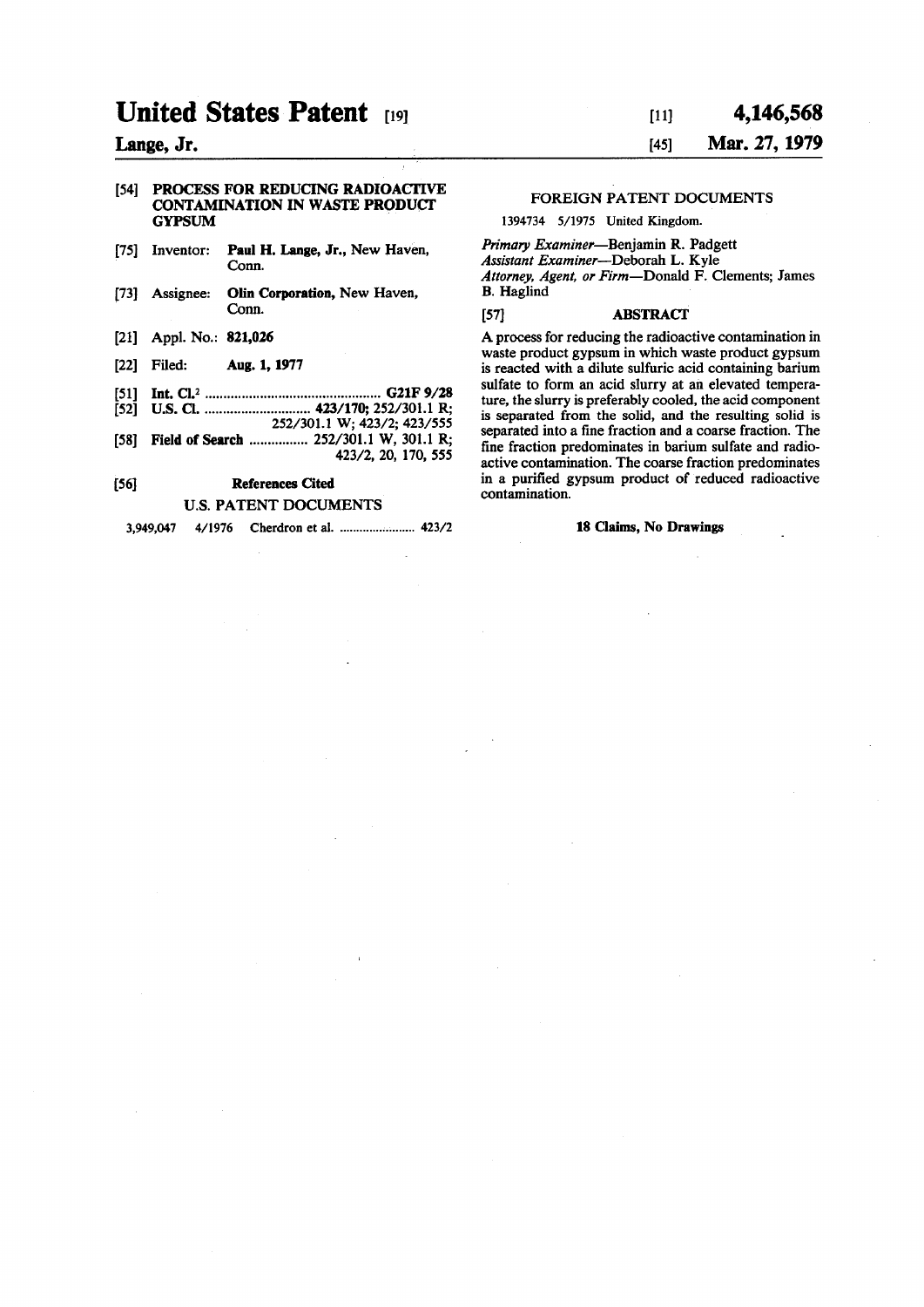# United States Patent [19]

**Lange, Jr.**

[11] **4,146,568**

[45] **Mar. 27, 1979**

[54] **PROCESS FOR REDUCING RADIOACTIVE CONTAMINATION IN WASTE PRODUCT GYPSUM**

[75] Inventor: **Paul H. Lange, Jr.**, New Haven, Conn.

[73] Assignee: **Olin Corporation**, New Haven, Conn.

[21] Appl. No.: **821,026**

[22] Filed: **Aug. 1, 1977**

[51] **Int. Cl.**[2] ................................................ **G21F 9/28**

[52] **U.S. Cl.** ............................ **423/170**; 252/301.1 R; 252/301.1 W; 423/2; 423/555

[58] **Field of Search** ................ 252/301.1 W, 301.1 R; 423/2, 20, 170, 555

[56] **References Cited**

U.S. PATENT DOCUMENTS

3,949,047 4/1976 Cherdron et al. ....................... 423/2

FOREIGN PATENT DOCUMENTS

1394734 5/1975 United Kingdom.

*Primary Examiner*—Benjamin R. Padgett
*Assistant Examiner*—Deborah L. Kyle
*Attorney, Agent, or Firm*—Donald F. Clements; James B. Haglind

[57] **ABSTRACT**

A process for reducing the radioactive contamination in waste product gypsum in which waste product gypsum is reacted with a dilute sulfuric acid containing barium sulfate to form an acid slurry at an elevated temperature, the slurry is preferably cooled, the acid component is separated from the solid, and the resulting solid is separated into a fine fraction and a coarse fraction. The fine fraction predominates in barium sulfate and radioactive contamination. The coarse fraction predominates in a purified gypsum product of reduced radioactive contamination.

**18 Claims, No Drawings**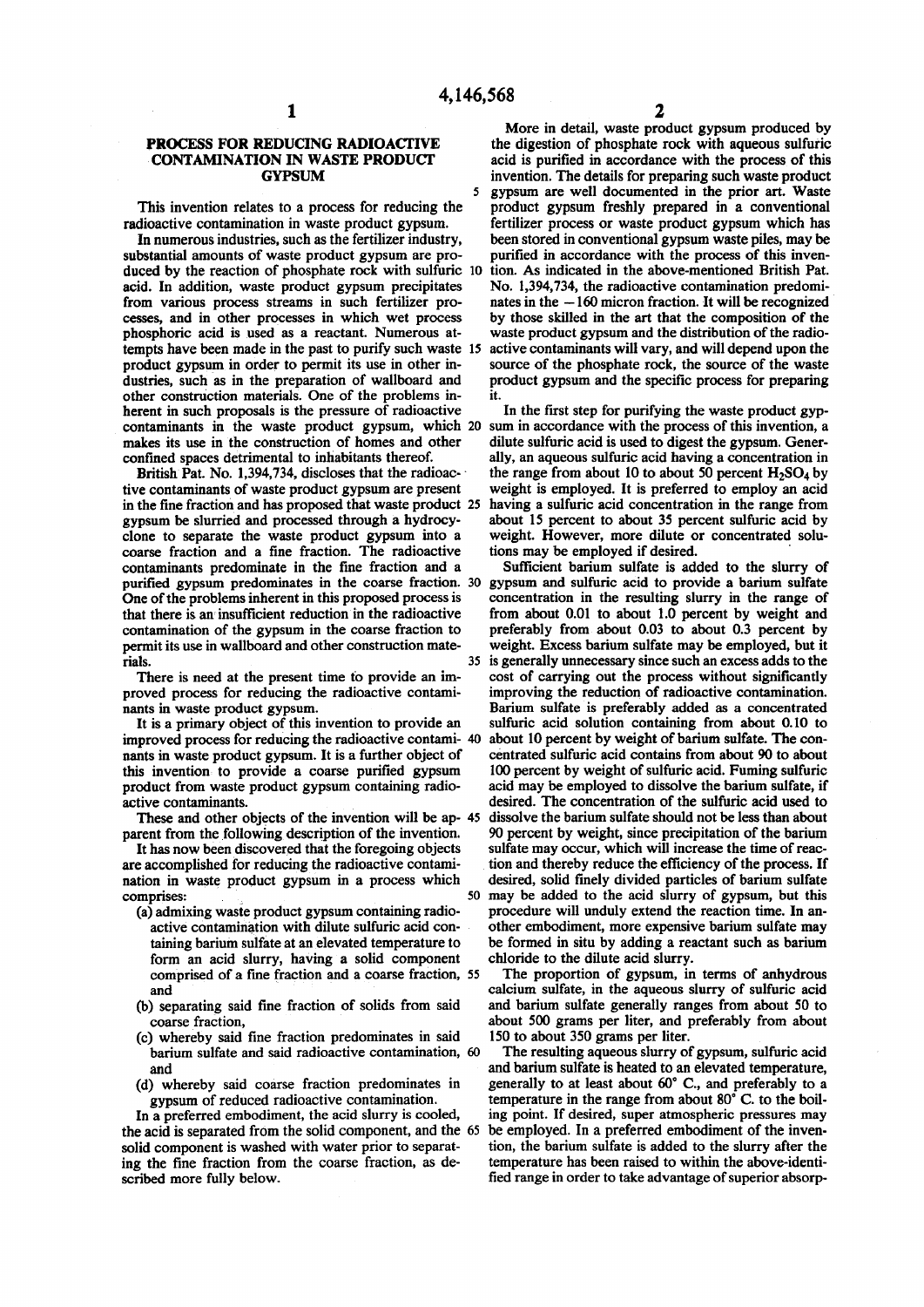# PROCESS FOR REDUCING RADIOACTIVE CONTAMINATION IN WASTE PRODUCT GYPSUM

This invention relates to a process for reducing the radioactive contamination in waste product gypsum.

In numerous industries, such as the fertilizer industry, substantial amounts of waste product gypsum are produced by the reaction of phosphate rock with sulfuric acid. In addition, waste product gypsum precipitates from various process streams in such fertilizer processes, and in other processes in which wet process phosphoric acid is used as a reactant. Numerous attempts have been made in the past to purify such waste product gypsum in order to permit its use in other industries, such as in the preparation of wallboard and other construction materials. One of the problems inherent in such proposals is the pressure of radioactive contaminants in the waste product gypsum, which makes its use in the construction of homes and other confined spaces detrimental to inhabitants thereof.

British Pat. No. 1,394,734, discloses that the radioactive contaminants of waste product gypsum are present in the fine fraction and has proposed that waste product gypsum be slurried and processed through a hydrocyclone to separate the waste product gypsum into a coarse fraction and a fine fraction. The radioactive contaminants predominate in the fine fraction and a purified gypsum predominates in the coarse fraction. One of the problems inherent in this proposed process is that there is an insufficient reduction in the radioactive contamination of the gypsum in the coarse fraction to permit its use in wallboard and other construction materials.

There is need at the present time to provide an improved process for reducing the radioactive contaminants in waste product gypsum.

It is a primary object of this invention to provide an improved process for reducing the radioactive contaminants in waste product gypsum. It is a further object of this invention to provide a coarse purified gypsum product from waste product gypsum containing radioactive contaminants.

These and other objects of the invention will be apparent from the following description of the invention.

It has now been discovered that the foregoing objects are accomplished for reducing the radioactive contamination in waste product gypsum in a process which comprises:

(a) admixing waste product gypsum containing radioactive contamination with dilute sulfuric acid containing barium sulfate at an elevated temperature to form an acid slurry, having a solid component comprised of a fine fraction and a coarse fraction, and

(b) separating said fine fraction of solids from said coarse fraction,

(c) whereby said fine fraction predominates in said barium sulfate and said radioactive contamination, and

(d) whereby said coarse fraction predominates in gypsum of reduced radioactive contamination.

In a preferred embodiment, the acid slurry is cooled, the acid is separated from the solid component, and the solid component is washed with water prior to separating the fine fraction from the coarse fraction, as described more fully below.

More in detail, waste product gypsum produced by the digestion of phosphate rock with aqueous sulfuric acid is purified in accordance with the process of this invention. The details for preparing such waste product gypsum are well documented in the prior art. Waste product gypsum freshly prepared in a conventional fertilizer process or waste product gypsum which has been stored in conventional gypsum waste piles, may be purified in accordance with the process of this invention. As indicated in the above-mentioned British Pat. No. 1,394,734, the radioactive contamination predominates in the −160 micron fraction. It will be recognized by those skilled in the art that the composition of the waste product gypsum and the distribution of the radioactive contaminants will vary, and will depend upon the source of the phosphate rock, the source of the waste product gypsum and the specific process for preparing it.

In the first step for purifying the waste product gypsum in accordance with the process of this invention, a dilute sulfuric acid is used to digest the gypsum. Generally, an aqueous sulfuric acid having a concentration in the range from about 10 to about 50 percent $H_2SO_4$ by weight is employed. It is preferred to employ an acid having a sulfuric acid concentration in the range from about 15 percent to about 35 percent sulfuric acid by weight. However, more dilute or concentrated solutions may be employed if desired.

Sufficient barium sulfate is added to the slurry of gypsum and sulfuric acid to provide a barium sulfate concentration in the resulting slurry in the range of from about 0.01 to about 1.0 percent by weight and preferably from about 0.03 to about 0.3 percent by weight. Excess barium sulfate may be employed, but it is generally unnecessary since such an excess adds to the cost of carrying out the process without significantly improving the reduction of radioactive contamination. Barium sulfate is preferably added as a concentrated sulfuric acid solution containing from about 0.10 to about 10 percent by weight of barium sulfate. The concentrated sulfuric acid contains from about 90 to about 100 percent by weight of sulfuric acid. Fuming sulfuric acid may be employed to dissolve the barium sulfate, if desired. The concentration of the sulfuric acid used to dissolve the barium sulfate should not be less than about 90 percent by weight, since precipitation of the barium sulfate may occur, which will increase the time of reaction and thereby reduce the efficiency of the process. If desired, solid finely divided particles of barium sulfate may be added to the acid slurry of gypsum, but this procedure will unduly extend the reaction time. In another embodiment, more expensive barium sulfate may be formed in situ by adding a reactant such as barium chloride to the dilute acid slurry.

The proportion of gypsum, in terms of anhydrous calcium sulfate, in the aqueous slurry of sulfuric acid and barium sulfate generally ranges from about 50 to about 500 grams per liter, and preferably from about 150 to about 350 grams per liter.

The resulting aqueous slurry of gypsum, sulfuric acid and barium sulfate is heated to an elevated temperature, generally to at least about 60° C., and preferably to a temperature in the range from about 80° C. to the boiling point. If desired, super atmospheric pressures may be employed. In a preferred embodiment of the invention, the barium sulfate is added to the slurry after the temperature has been raised to within the above-identified range in order to take advantage of superior absorp-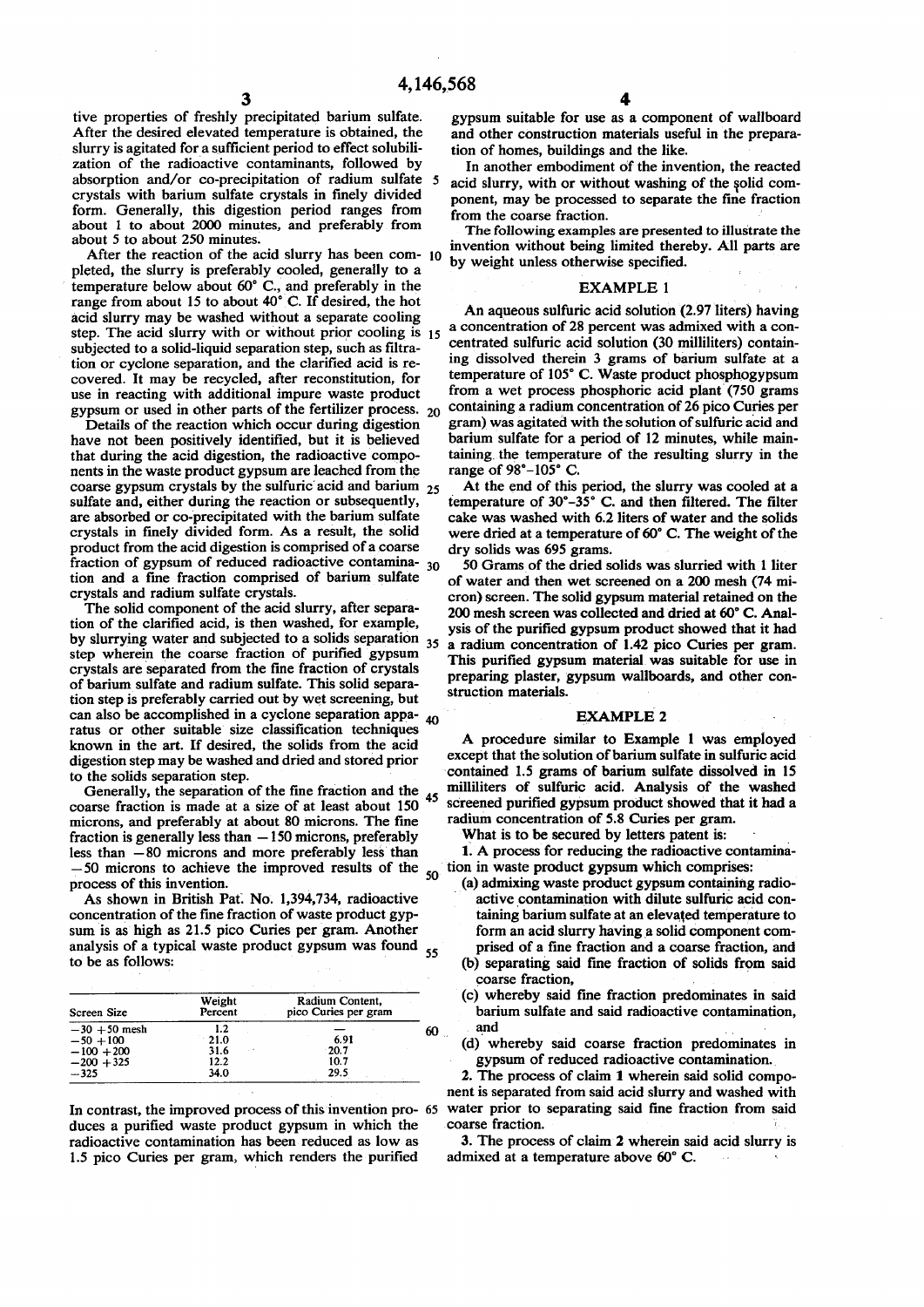tive properties of freshly precipitated barium sulfate. After the desired elevated temperature is obtained, the slurry is agitated for a sufficient period to effect solubilization of the radioactive contaminants, followed by absorption and/or co-precipitation of radium sulfate crystals with barium sulfate crystals in finely divided form. Generally, this digestion period ranges from about 1 to about 2000 minutes, and preferably from about 5 to about 250 minutes.

After the reaction of the acid slurry has been completed, the slurry is preferably cooled, generally to a temperature below about 60° C., and preferably in the range from about 15 to about 40° C. If desired, the hot acid slurry may be washed without a separate cooling step. The acid slurry with or without prior cooling is subjected to a solid-liquid separation step, such as filtration or cyclone separation, and the clarified acid is recovered. It may be recycled, after reconstitution, for use in reacting with additional impure waste product gypsum or used in other parts of the fertilizer process.

Details of the reaction which occur during digestion have not been positively identified, but it is believed that during the acid digestion, the radioactive components in the waste product gypsum are leached from the coarse gypsum crystals by the sulfuric acid and barium sulfate and, either during the reaction or subsequently, are absorbed or co-precipitated with the barium sulfate crystals in finely divided form. As a result, the solid product from the acid digestion is comprised of a coarse fraction of gypsum of reduced radioactive contamination and a fine fraction comprised of barium sulfate crystals and radium sulfate crystals.

The solid component of the acid slurry, after separation of the clarified acid, is then washed, for example, by slurrying water and subjected to a solids separation step wherein the coarse fraction of purified gypsum crystals are separated from the fine fraction of crystals of barium sulfate and radium sulfate. This solid separation step is preferably carried out by wet screening, but can also be accomplished in a cyclone separation apparatus or other suitable size classification techniques known in the art. If desired, the solids from the acid digestion step may be washed and dried and stored prior to the solids separation step.

Generally, the separation of the fine fraction and the coarse fraction is made at a size of at least about 150 microns, and preferably at about 80 microns. The fine fraction is generally less than −150 microns, preferably less than −80 microns and more preferably less than −50 microns to achieve the improved results of the process of this invention.

As shown in British Pat. No. 1,394,734, radioactive concentration of the fine fraction of waste product gypsum is as high as 21.5 pico Curies per gram. Another analysis of a typical waste product gypsum was found to be as follows:

| Screen Size | Weight Percent | Radium Content, pico Curies per gram |
|---|---|---|
| −30 +50 mesh | 1.2 | — |
| −50 +100 | 21.0 | 6.91 |
| −100 +200 | 31.6 | 20.7 |
| −200 +325 | 12.2 | 10.7 |
| −325 | 34.0 | 29.5 |

In contrast, the improved process of this invention produces a purified waste product gypsum in which the radioactive contamination has been reduced as low as 1.5 pico Curies per gram, which renders the purified gypsum suitable for use as a component of wallboard and other construction materials useful in the preparation of homes, buildings and the like.

In another embodiment of the invention, the reacted acid slurry, with or without washing of the solid component, may be processed to separate the fine fraction from the coarse fraction.

The following examples are presented to illustrate the invention without being limited thereby. All parts are by weight unless otherwise specified.

## EXAMPLE 1

An aqueous sulfuric acid solution (2.97 liters) having a concentration of 28 percent was admixed with a concentrated sulfuric acid solution (30 milliliters) containing dissolved therein 3 grams of barium sulfate at a temperature of 105° C. Waste product phosphogypsum from a wet process phosphoric acid plant (750 grams containing a radium concentration of 26 pico Curies per gram) was agitated with the solution of sulfuric acid and barium sulfate for a period of 12 minutes, while maintaining the temperature of the resulting slurry in the range of 98°–105° C.

At the end of this period, the slurry was cooled at a temperature of 30°–35° C. and then filtered. The filter cake was washed with 6.2 liters of water and the solids were dried at a temperature of 60° C. The weight of the dry solids was 695 grams.

50 Grams of the dried solids was slurried with 1 liter of water and then wet screened on a 200 mesh (74 micron) screen. The solid gypsum material retained on the 200 mesh screen was collected and dried at 60° C. Analysis of the purified gypsum product showed that it had a radium concentration of 1.42 pico Curies per gram. This purified gypsum material was suitable for use in preparing plaster, gypsum wallboards, and other construction materials.

## EXAMPLE 2

A procedure similar to Example 1 was employed except that the solution of barium sulfate in sulfuric acid contained 1.5 grams of barium sulfate dissolved in 15 milliliters of sulfuric acid. Analysis of the washed screened purified gypsum product showed that it had a radium concentration of 5.8 Curies per gram.

What is to be secured by letters patent is:

1. A process for reducing the radioactive contamination in waste product gypsum which comprises:
   (a) admixing waste product gypsum containing radioactive contamination with dilute sulfuric acid containing barium sulfate at an elevated temperature to form an acid slurry having a solid component comprised of a fine fraction and a coarse fraction, and
   (b) separating said fine fraction of solids from said coarse fraction,
   (c) whereby said fine fraction predominates in said barium sulfate and said radioactive contamination, and
   (d) whereby said coarse fraction predominates in gypsum of reduced radioactive contamination.

2. The process of claim 1 wherein said solid component is separated from said acid slurry and washed with water prior to separating said fine fraction from said coarse fraction.

3. The process of claim 2 wherein said acid slurry is admixed at a temperature above 60° C.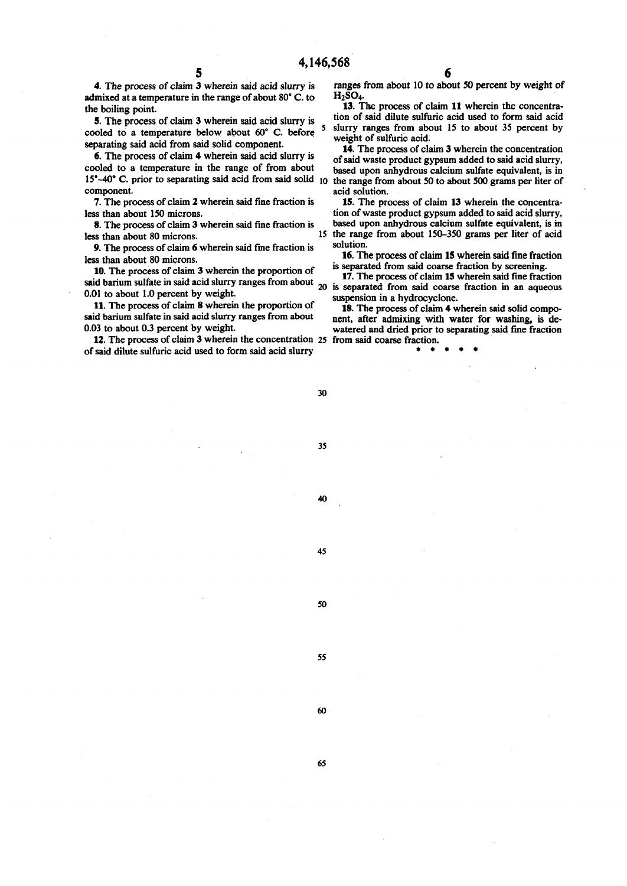4. The process of claim 3 wherein said acid slurry is admixed at a temperature in the range of about 80° C. to the boiling point.

5. The process of claim 3 wherein said acid slurry is cooled to a temperature below about 60° C. before separating said acid from said solid component.

6. The process of claim 4 wherein said acid slurry is cooled to a temperature in the range of from about 15°–40° C. prior to separating said acid from said solid component.

7. The process of claim 2 wherein said fine fraction is less than about 150 microns.

8. The process of claim 3 wherein said fine fraction is less than about 80 microns.

9. The process of claim 6 wherein said fine fraction is less than about 80 microns.

10. The process of claim 3 wherein the proportion of said barium sulfate in said acid slurry ranges from about 0.01 to about 1.0 percent by weight.

11. The process of claim 8 wherein the proportion of said barium sulfate in said acid slurry ranges from about 0.03 to about 0.3 percent by weight.

12. The process of claim 3 wherein the concentration of said dilute sulfuric acid used to form said acid slurry ranges from about 10 to about 50 percent by weight of $H_2SO_4$.

13. The process of claim 11 wherein the concentration of said dilute sulfuric acid used to form said acid slurry ranges from about 15 to about 35 percent by weight of sulfuric acid.

14. The process of claim 3 wherein the concentration of said waste product gypsum added to said acid slurry, based upon anhydrous calcium sulfate equivalent, is in the range from about 50 to about 500 grams per liter of acid solution.

15. The process of claim 13 wherein the concentration of waste product gypsum added to said acid slurry, based upon anhydrous calcium sulfate equivalent, is in the range from about 150–350 grams per liter of acid solution.

16. The process of claim 15 wherein said fine fraction is separated from said coarse fraction by screening.

17. The process of claim 15 wherein said fine fraction is separated from said coarse fraction in an aqueous suspension in a hydrocyclone.

18. The process of claim 4 wherein said solid component, after admixing with water for washing, is dewatered and dried prior to separating said fine fraction from said coarse fraction.

* * * * *